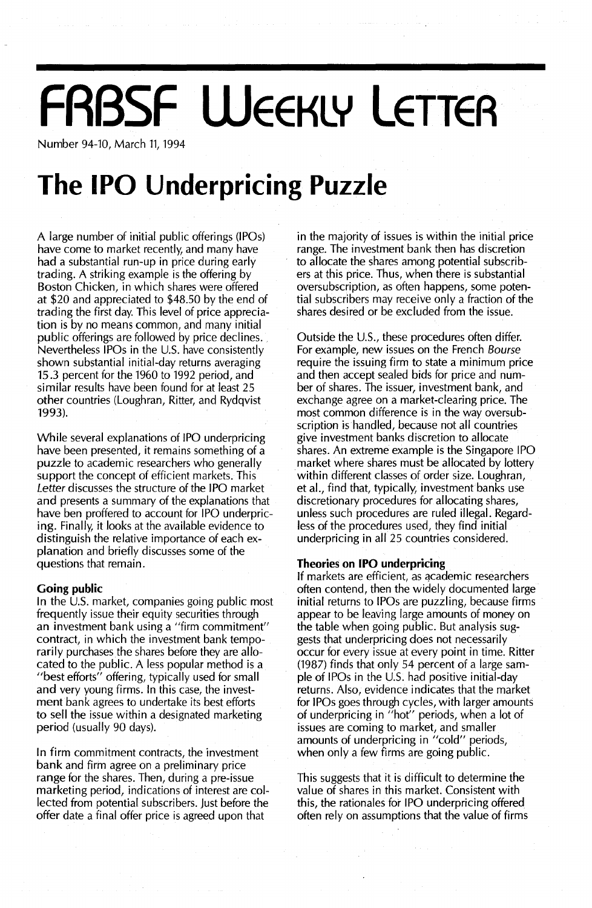# FRBSF Weekly Letter

Number 94-10, March 11, 1994

# The IPO Underpricing Puzzle

A large number of initial public offerings (IPOs) have come to market recently, and many have had a substantial run-up in price during early trading. A striking example is the offering by Boston Chicken, in which shares were offered at $20 and appreciated to $48.50 by the end of trading the first day. This level of price appreciation is by no means common, and many initial public offerings are followed by price declines. Nevertheless IPOs in the U.S. have consistently shown substantial initial-day returns averaging 15.3 percent for the 1960 to 1992 period, and similar results have been found for at least 25 other countries (Loughran, Ritter, and Rydqvist 1993).

While several explanations of IPO underpricing have been presented, it remains something of a puzzle to academic researchers who generally support the concept of efficient markets. This *Letter* discusses the structure of the IPO market and presents a summary of the explanations that have ben proffered to account for IPO underpricing. Finally, it looks at the available evidence to distinguish the relative importance of each explanation and briefly discusses some of the questions that remain.

## Going public

In the U.S. market, companies going public most frequently issue their equity securities through an investment bank using a "firm commitment" contract, in which the investment bank temporarily purchases the shares before they are allocated to the public. A less popular method is a "best efforts" offering, typically used for small and very young firms. In this case, the investment bank agrees to undertake its best efforts to sell the issue within a designated marketing period (usually 90 days).

In firm commitment contracts, the investment bank and firm agree on a preliminary price range for the shares. Then, during a pre-issue marketing period, indications of interest are collected from potential subscribers. Just before the offer date a final offer price is agreed upon that in the majority of issues is within the initial price range. The investment bank then has discretion to allocate the shares among potential subscribers at this price. Thus, when there is substantial oversubscription, as often happens, some potential subscribers may receive only a fraction of the shares desired or be excluded from the issue.

Outside the U.S., these procedures often differ. For example, new issues on the French *Bourse* require the issuing firm to state a minimum price and then accept sealed bids for price and number of shares. The issuer, investment bank, and exchange agree on a market-clearing price. The most common difference is in the way oversubscription is handled, because not all countries give investment banks discretion to allocate shares. An extreme example is the Singapore IPO market where shares must be allocated by lottery within different classes of order size. Loughran, et al., find that, typically, investment banks use discretionary procedures for allocating shares, unless such procedures are ruled illegal. Regardless of the procedures used, they find initial underpricing in all 25 countries considered.

## Theories on IPO underpricing

If markets are efficient, as academic researchers often contend, then the widely documented large initial returns to IPOs are puzzling, because firms appear to be leaving large amounts of money on the table when going public. But analysis suggests that underpricing does not necessarily occur for every issue at every point in time. Ritter (1987) finds that only 54 percent of a large sample of IPOs in the U.S. had positive initial-day returns. Also, evidence indicates that the market for IPOs goes through cycles, with larger amounts of underpricing in "hot" periods, when a lot of issues are coming to market, and smaller amounts of underpricing in "cold" periods, when only a few firms are going public.

This suggests that it is difficult to determine the value of shares in this market. Consistent with this, the rationales for IPO underpricing offered often rely on assumptions that the value of firms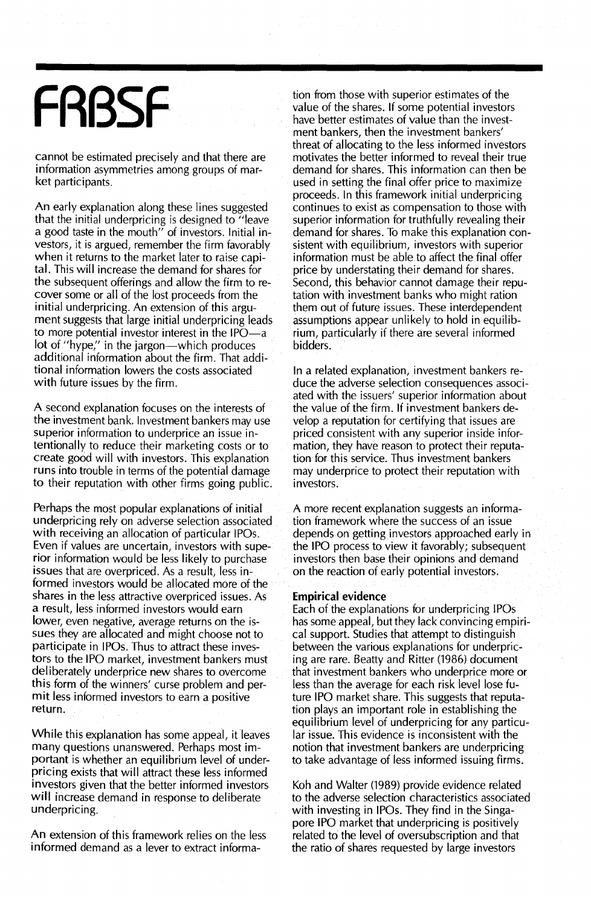cannot be estimated precisely and that there are information asymmetries among groups of market participants.

An early explanation along these lines suggested that the initial underpricing is designed to "leave a good taste in the mouth" of investors. Initial investors, it is argued, remember the firm favorably when it returns to the market later to raise capital. This will increase the demand for shares for the subsequent offerings and allow the firm to recover some or all of the lost proceeds from the initial underpricing. An extension of this argument suggests that large initial underpricing leads to more potential investor interest in the IPO—a lot of "hype," in the jargon—which produces additional information about the firm. That additional information lowers the costs associated with future issues by the firm.

A second explanation focuses on the interests of the investment bank. Investment bankers may use superior information to underprice an issue intentionally to reduce their marketing costs or to create good will with investors. This explanation runs into trouble in terms of the potential damage to their reputation with other firms going public.

Perhaps the most popular explanations of initial underpricing rely on adverse selection associated with receiving an allocation of particular IPOs. Even if values are uncertain, investors with superior information would be less likely to purchase issues that are overpriced. As a result, less informed investors would be allocated more of the shares in the less attractive overpriced issues. As a result, less informed investors would earn lower, even negative, average returns on the issues they are allocated and might choose not to participate in IPOs. Thus to attract these investors to the IPO market, investment bankers must deliberately underprice new shares to overcome this form of the winners' curse problem and permit less informed investors to earn a positive return.

While this explanation has some appeal, it leaves many questions unanswered. Perhaps most important is whether an equilibrium level of underpricing exists that will attract these less informed investors given that the better informed investors will increase demand in response to deliberate underpricing.

An extension of this framework relies on the less informed demand as a lever to extract information from those with superior estimates of the value of the shares. If some potential investors have better estimates of value than the investment bankers, then the investment bankers' threat of allocating to the less informed investors motivates the better informed to reveal their true demand for shares. This information can then be used in setting the final offer price to maximize proceeds. In this framework initial underpricing continues to exist as compensation to those with superior information for truthfully revealing their demand for shares. To make this explanation consistent with equilibrium, investors with superior information must be able to affect the final offer price by understating their demand for shares. Second, this behavior cannot damage their reputation with investment banks who might ration them out of future issues. These interdependent assumptions appear unlikely to hold in equilibrium, particularly if there are several informed bidders.

In a related explanation, investment bankers reduce the adverse selection consequences associated with the issuers' superior information about the value of the firm. If investment bankers develop a reputation for certifying that issues are priced consistent with any superior inside information, they have reason to protect their reputation for this service. Thus investment bankers may underprice to protect their reputation with investors.

A more recent explanation suggests an information framework where the success of an issue depends on getting investors approached early in the IPO process to view it favorably; subsequent investors then base their opinions and demand on the reaction of early potential investors.

**Empirical evidence**

Each of the explanations for underpricing IPOs has some appeal, but they lack convincing empirical support. Studies that attempt to distinguish between the various explanations for underpricing are rare. Beatty and Ritter (1986) document that investment bankers who underprice more or less than the average for each risk level lose future IPO market share. This suggests that reputation plays an important role in establishing the equilibrium level of underpricing for any particular issue. This evidence is inconsistent with the notion that investment bankers are underpricing to take advantage of less informed issuing firms.

Koh and Walter (1989) provide evidence related to the adverse selection characteristics associated with investing in IPOs. They find in the Singapore IPO market that underpricing is positively related to the level of oversubscription and that the ratio of shares requested by large investors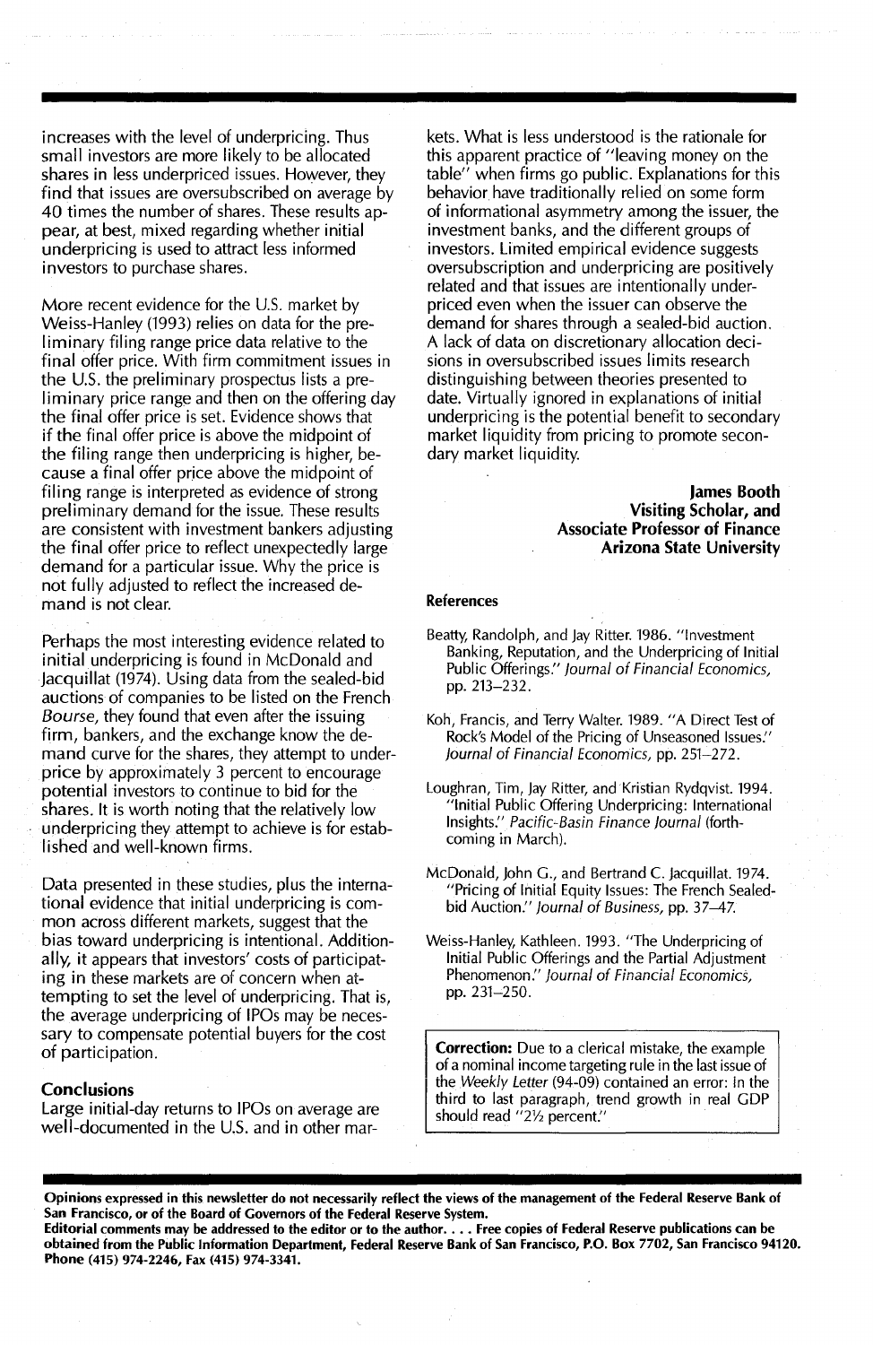increases with the level of underpricing. Thus small investors are more likely to be allocated shares in less underpriced issues. However, they find that issues are oversubscribed on average by 40 times the number of shares. These results appear, at best, mixed regarding whether initial underpricing is used to attract less informed investors to purchase shares.

More recent evidence for the U.S. market by Weiss-Hanley (1993) relies on data for the preliminary filing range price data relative to the final offer price. With firm commitment issues in the U.S. the preliminary prospectus lists a preliminary price range and then on the offering day the final offer price is set. Evidence shows that if the final offer price is above the midpoint of the filing range then underpricing is higher, because a final offer price above the midpoint of filing range is interpreted as evidence of strong preliminary demand for the issue. These results are consistent with investment bankers adjusting the final offer price to reflect unexpectedly large demand for a particular issue. Why the price is not fully adjusted to reflect the increased demand is not clear.

Perhaps the most interesting evidence related to initial underpricing is found in McDonald and Jacquillat (1974). Using data from the sealed-bid auctions of companies to be listed on the French *Bourse*, they found that even after the issuing firm, bankers, and the exchange know the demand curve for the shares, they attempt to underprice by approximately 3 percent to encourage potential investors to continue to bid for the shares. It is worth noting that the relatively low underpricing they attempt to achieve is for established and well-known firms.

Data presented in these studies, plus the international evidence that initial underpricing is common across different markets, suggest that the bias toward underpricing is intentional. Additionally, it appears that investors' costs of participating in these markets are of concern when attempting to set the level of underpricing. That is, the average underpricing of IPOs may be necessary to compensate potential buyers for the cost of participation.

## Conclusions

Large initial-day returns to IPOs on average are well-documented in the U.S. and in other markets. What is less understood is the rationale for this apparent practice of "leaving money on the table" when firms go public. Explanations for this behavior have traditionally relied on some form of informational asymmetry among the issuer, the investment banks, and the different groups of investors. Limited empirical evidence suggests oversubscription and underpricing are positively related and that issues are intentionally underpriced even when the issuer can observe the demand for shares through a sealed-bid auction. A lack of data on discretionary allocation decisions in oversubscribed issues limits research distinguishing between theories presented to date. Virtually ignored in explanations of initial underpricing is the potential benefit to secondary market liquidity from pricing to promote secondary market liquidity.

**James Booth**
**Visiting Scholar, and**
**Associate Professor of Finance**
**Arizona State University**

### References

Beatty, Randolph, and Jay Ritter. 1986. "Investment Banking, Reputation, and the Underpricing of Initial Public Offerings." *Journal of Financial Economics*, pp. 213–232.

Koh, Francis, and Terry Walter. 1989. "A Direct Test of Rock's Model of the Pricing of Unseasoned Issues." *Journal of Financial Economics*, pp. 251–272.

Loughran, Tim, Jay Ritter, and Kristian Rydqvist. 1994. "Initial Public Offering Underpricing: International Insights." *Pacific-Basin Finance Journal* (forthcoming in March).

McDonald, John G., and Bertrand C. Jacquillat. 1974. "Pricing of Initial Equity Issues: The French Sealed-bid Auction." *Journal of Business*, pp. 37–47.

Weiss-Hanley, Kathleen. 1993. "The Underpricing of Initial Public Offerings and the Partial Adjustment Phenomenon." *Journal of Financial Economics*, pp. 231–250.

**Correction:** Due to a clerical mistake, the example of a nominal income targeting rule in the last issue of the *Weekly Letter* (94-09) contained an error: In the third to last paragraph, trend growth in real GDP should read "2½ percent."

**Opinions expressed in this newsletter do not necessarily reflect the views of the management of the Federal Reserve Bank of San Francisco, or of the Board of Governors of the Federal Reserve System.**
**Editorial comments may be addressed to the editor or to the author. . . . Free copies of Federal Reserve publications can be obtained from the Public Information Department, Federal Reserve Bank of San Francisco, P.O. Box 7702, San Francisco 94120. Phone (415) 974-2246, Fax (415) 974-3341.**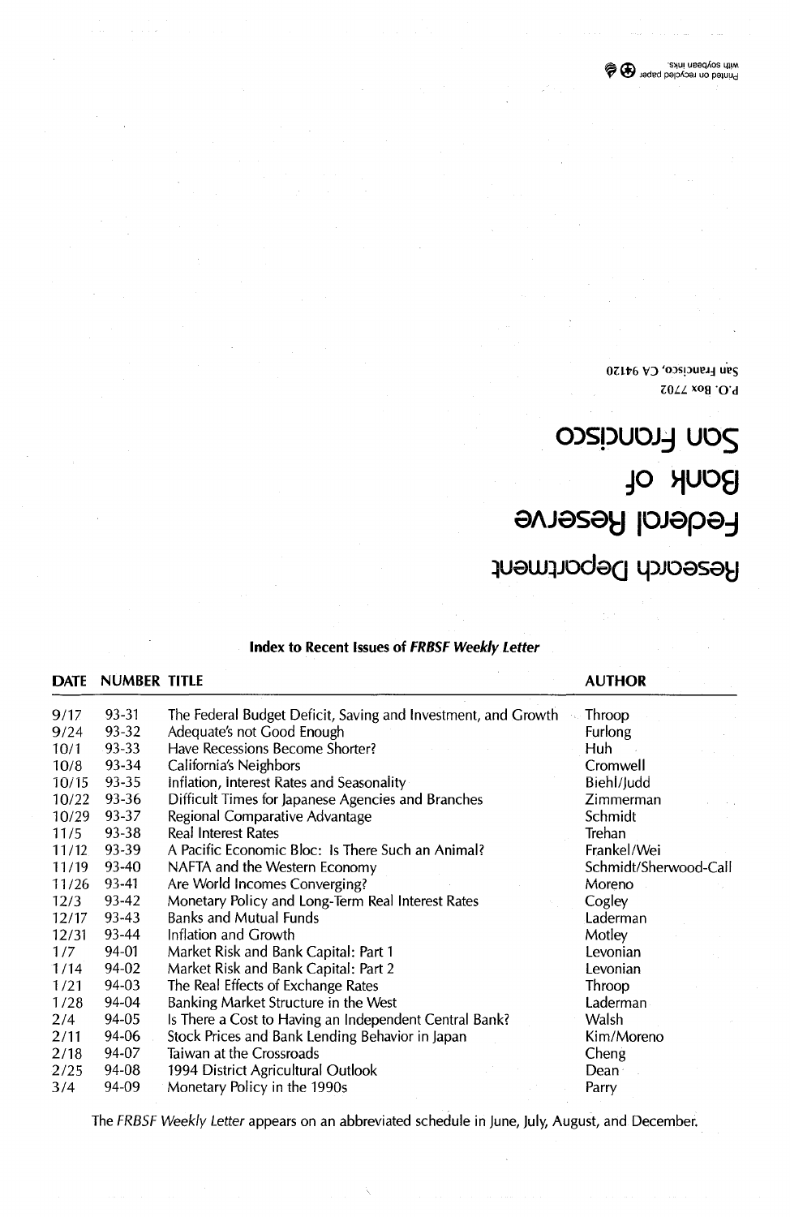Printed on recycled paper with soybean inks.

Research Department

Federal Reserve

Bank of

San Francisco

P.O. Box 7702

San Francisco, CA 94120

**Index to Recent Issues of *FRBSF Weekly Letter***

| DATE | NUMBER | TITLE | AUTHOR |
|---|---|---|---|
| 9/17 | 93-31 | The Federal Budget Deficit, Saving and Investment, and Growth | Throop |
| 9/24 | 93-32 | Adequate's not Good Enough | Furlong |
| 10/1 | 93-33 | Have Recessions Become Shorter? | Huh |
| 10/8 | 93-34 | California's Neighbors | Cromwell |
| 10/15 | 93-35 | Inflation, Interest Rates and Seasonality | Biehl/Judd |
| 10/22 | 93-36 | Difficult Times for Japanese Agencies and Branches | Zimmerman |
| 10/29 | 93-37 | Regional Comparative Advantage | Schmidt |
| 11/5 | 93-38 | Real Interest Rates | Trehan |
| 11/12 | 93-39 | A Pacific Economic Bloc: Is There Such an Animal? | Frankel/Wei |
| 11/19 | 93-40 | NAFTA and the Western Economy | Schmidt/Sherwood-Call |
| 11/26 | 93-41 | Are World Incomes Converging? | Moreno |
| 12/3 | 93-42 | Monetary Policy and Long-Term Real Interest Rates | Cogley |
| 12/17 | 93-43 | Banks and Mutual Funds | Laderman |
| 12/31 | 93-44 | Inflation and Growth | Motley |
| 1/7 | 94-01 | Market Risk and Bank Capital: Part 1 | Levonian |
| 1/14 | 94-02 | Market Risk and Bank Capital: Part 2 | Levonian |
| 1/21 | 94-03 | The Real Effects of Exchange Rates | Throop |
| 1/28 | 94-04 | Banking Market Structure in the West | Laderman |
| 2/4 | 94-05 | Is There a Cost to Having an Independent Central Bank? | Walsh |
| 2/11 | 94-06 | Stock Prices and Bank Lending Behavior in Japan | Kim/Moreno |
| 2/18 | 94-07 | Taiwan at the Crossroads | Cheng |
| 2/25 | 94-08 | 1994 District Agricultural Outlook | Dean |
| 3/4 | 94-09 | Monetary Policy in the 1990s | Parry |

The *FRBSF Weekly Letter* appears on an abbreviated schedule in June, July, August, and December.